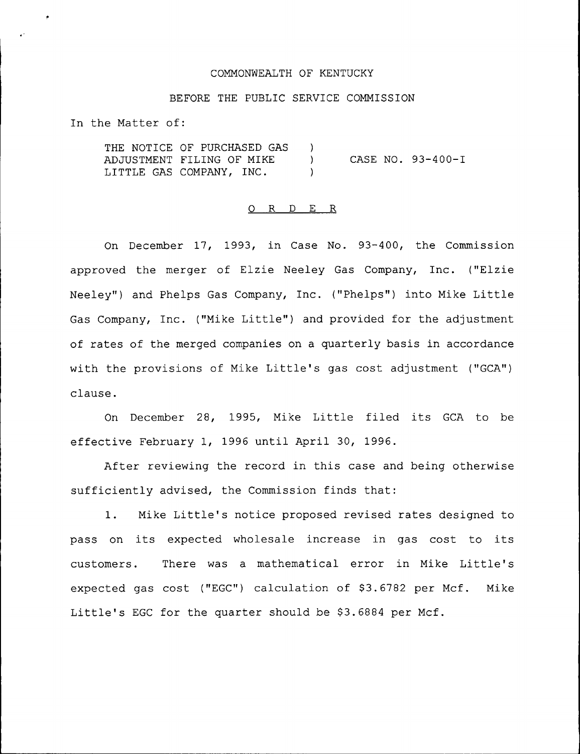COMMONWEALTH OF KENTUCKY

BEFORE THE PUBLIC SERVICE COMMISSION

In the Matter of:

| | | |
|---|---|---|
| THE NOTICE OF PURCHASED GAS ADJUSTMENT FILING OF MIKE LITTLE GAS COMPANY, INC. | ) ) ) | CASE NO. 93-400-I |

O R D E R

On December 17, 1993, in Case No. 93-400, the Commission approved the merger of Elzie Neeley Gas Company, Inc. ("Elzie Neeley") and Phelps Gas Company, Inc. ("Phelps") into Mike Little Gas Company, Inc. ("Mike Little") and provided for the adjustment of rates of the merged companies on a quarterly basis in accordance with the provisions of Mike Little's gas cost adjustment ("GCA") clause.

On December 28, 1995, Mike Little filed its GCA to be effective February 1, 1996 until April 30, 1996.

After reviewing the record in this case and being otherwise sufficiently advised, the Commission finds that:

1. Mike Little's notice proposed revised rates designed to pass on its expected wholesale increase in gas cost to its customers. There was a mathematical error in Mike Little's expected gas cost ("EGC") calculation of $3.6782 per Mcf. Mike Little's EGC for the quarter should be $3.6884 per Mcf.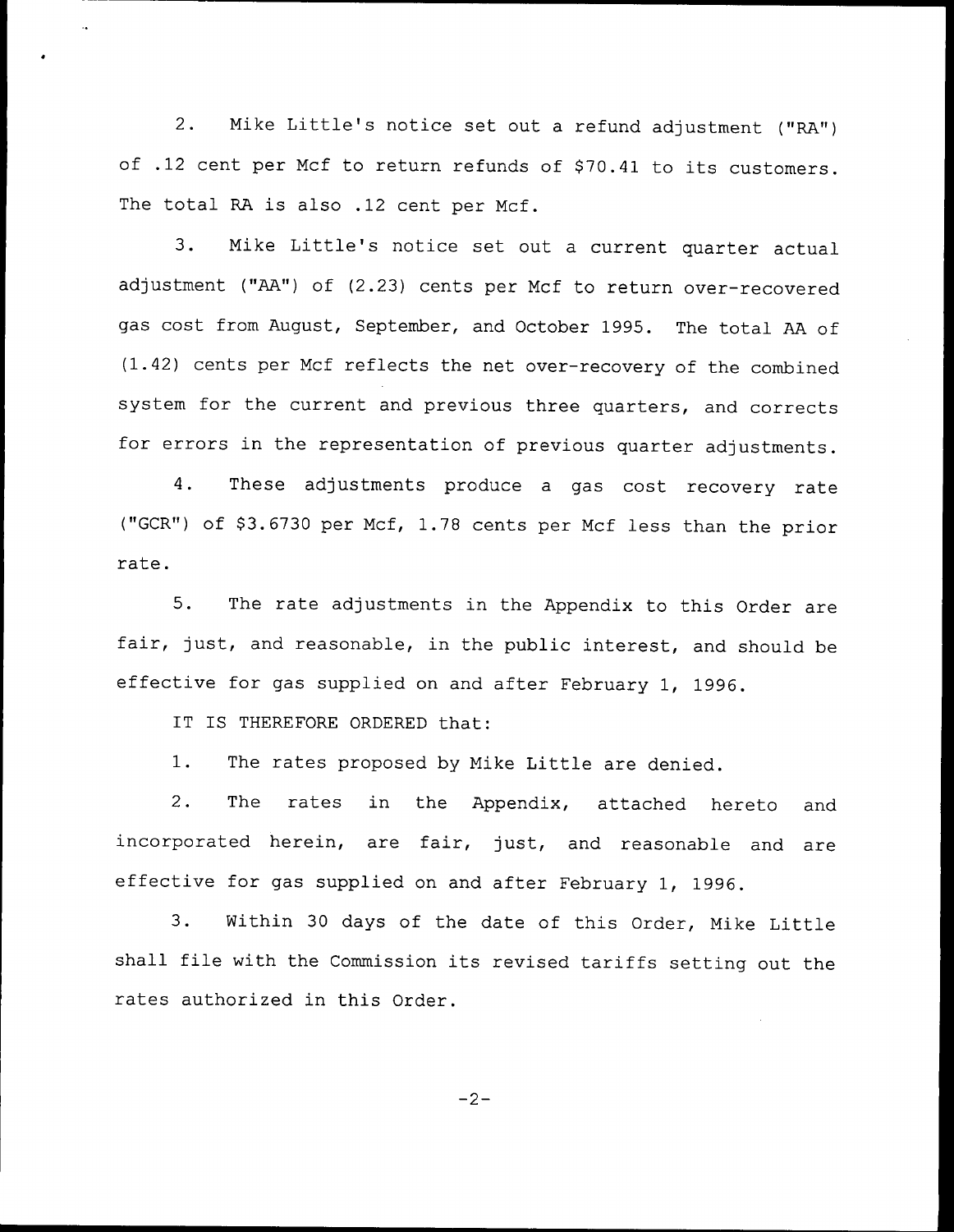2. Mike Little's notice set out a refund adjustment ("RA") of .12 cent per Mcf to return refunds of $70.41 to its customers. The total RA is also .12 cent per Mcf.

3. Mike Little's notice set out a current quarter actual adjustment ("AA") of (2.23) cents per Mcf to return over-recovered gas cost from August, September, and October 1995. The total AA of (1.42) cents per Mcf reflects the net over-recovery of the combined system for the current and previous three quarters, and corrects for errors in the representation of previous quarter adjustments.

4. These adjustments produce a gas cost recovery rate ("GCR") of $3.6730 per Mcf, 1.78 cents per Mcf less than the prior rate.

5. The rate adjustments in the Appendix to this Order are fair, just, and reasonable, in the public interest, and should be effective for gas supplied on and after February 1, 1996.

IT IS THEREFORE ORDERED that:

1. The rates proposed by Mike Little are denied.

2. The rates in the Appendix, attached hereto and incorporated herein, are fair, just, and reasonable and are effective for gas supplied on and after February 1, 1996.

3. Within 30 days of the date of this Order, Mike Little shall file with the Commission its revised tariffs setting out the rates authorized in this Order.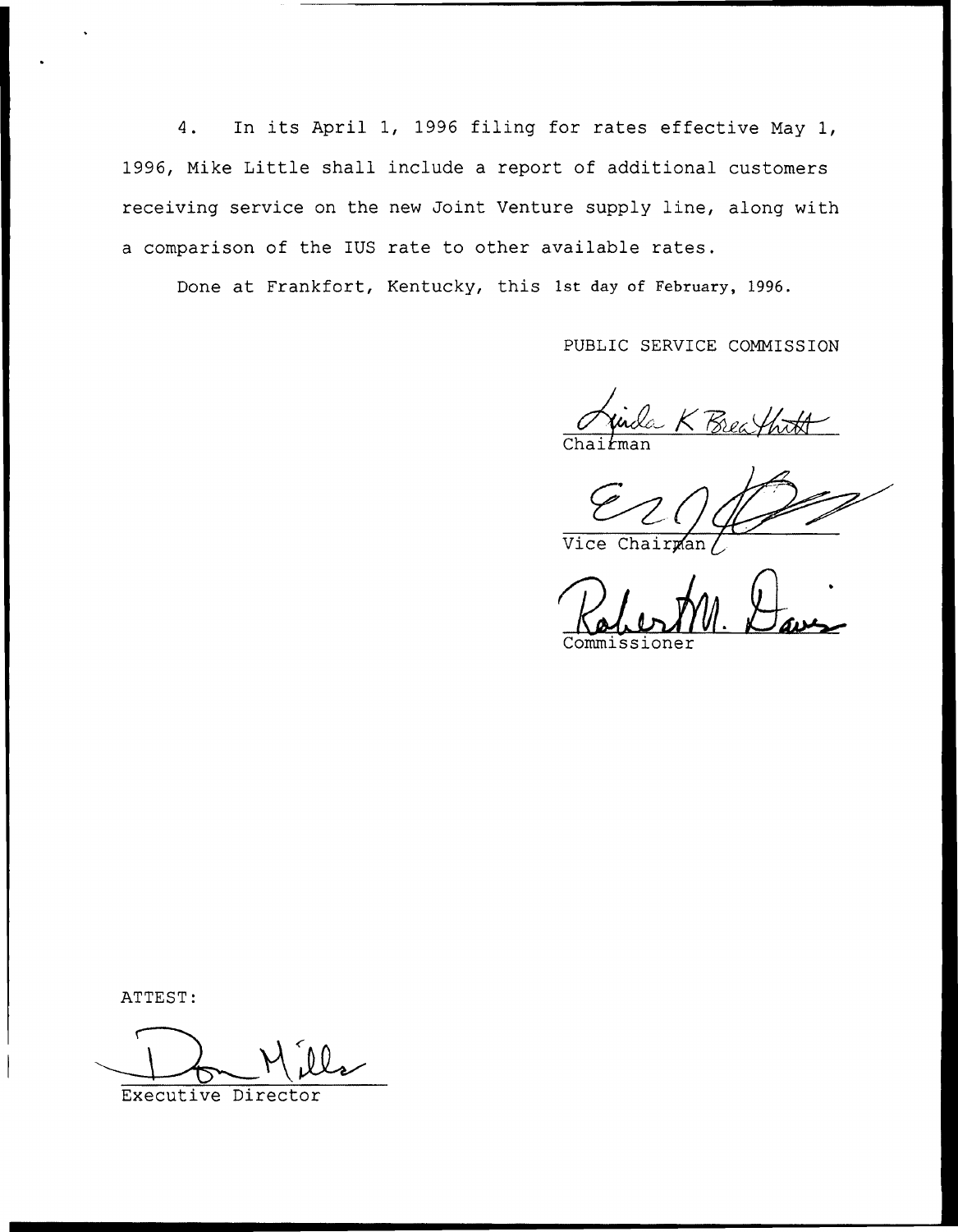4. In its April 1, 1996 filing for rates effective May 1, 1996, Mike Little shall include a report of additional customers receiving service on the new Joint Venture supply line, along with a comparison of the IUS rate to other available rates.

Done at Frankfort, Kentucky, this 1st day of February, 1996.

PUBLIC SERVICE COMMISSION

Linda K Breathitt
Chairman

Vice Chairman

Robert M. Davis
Commissioner

ATTEST:

Don Mills
Executive Director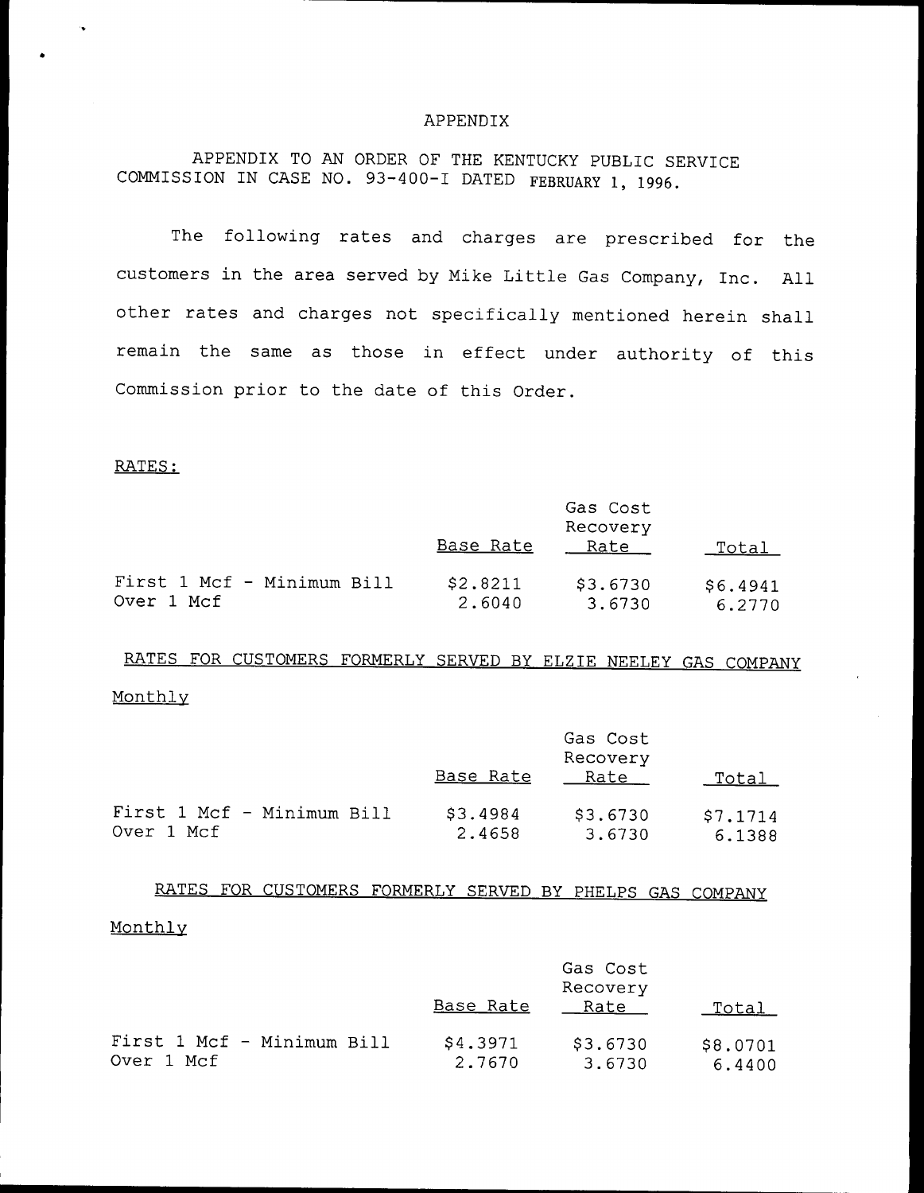# APPENDIX

APPENDIX TO AN ORDER OF THE KENTUCKY PUBLIC SERVICE COMMISSION IN CASE NO. 93-400-I DATED FEBRUARY 1, 1996.

The following rates and charges are prescribed for the customers in the area served by Mike Little Gas Company, Inc. All other rates and charges not specifically mentioned herein shall remain the same as those in effect under authority of this Commission prior to the date of this Order.

RATES:

| | Base Rate | Gas Cost Recovery Rate | Total |
|---|---|---|---|
| First 1 Mcf - Minimum Bill | $2.8211 | $3.6730 | $6.4941 |
| Over 1 Mcf | 2.6040 | 3.6730 | 6.2770 |

RATES FOR CUSTOMERS FORMERLY SERVED BY ELZIE NEELEY GAS COMPANY

Monthly

| | Base Rate | Gas Cost Recovery Rate | Total |
|---|---|---|---|
| First 1 Mcf - Minimum Bill | $3.4984 | $3.6730 | $7.1714 |
| Over 1 Mcf | 2.4658 | 3.6730 | 6.1388 |

RATES FOR CUSTOMERS FORMERLY SERVED BY PHELPS GAS COMPANY

Monthly

| | Base Rate | Gas Cost Recovery Rate | Total |
|---|---|---|---|
| First 1 Mcf - Minimum Bill | $4.3971 | $3.6730 | $8.0701 |
| Over 1 Mcf | 2.7670 | 3.6730 | 6.4400 |